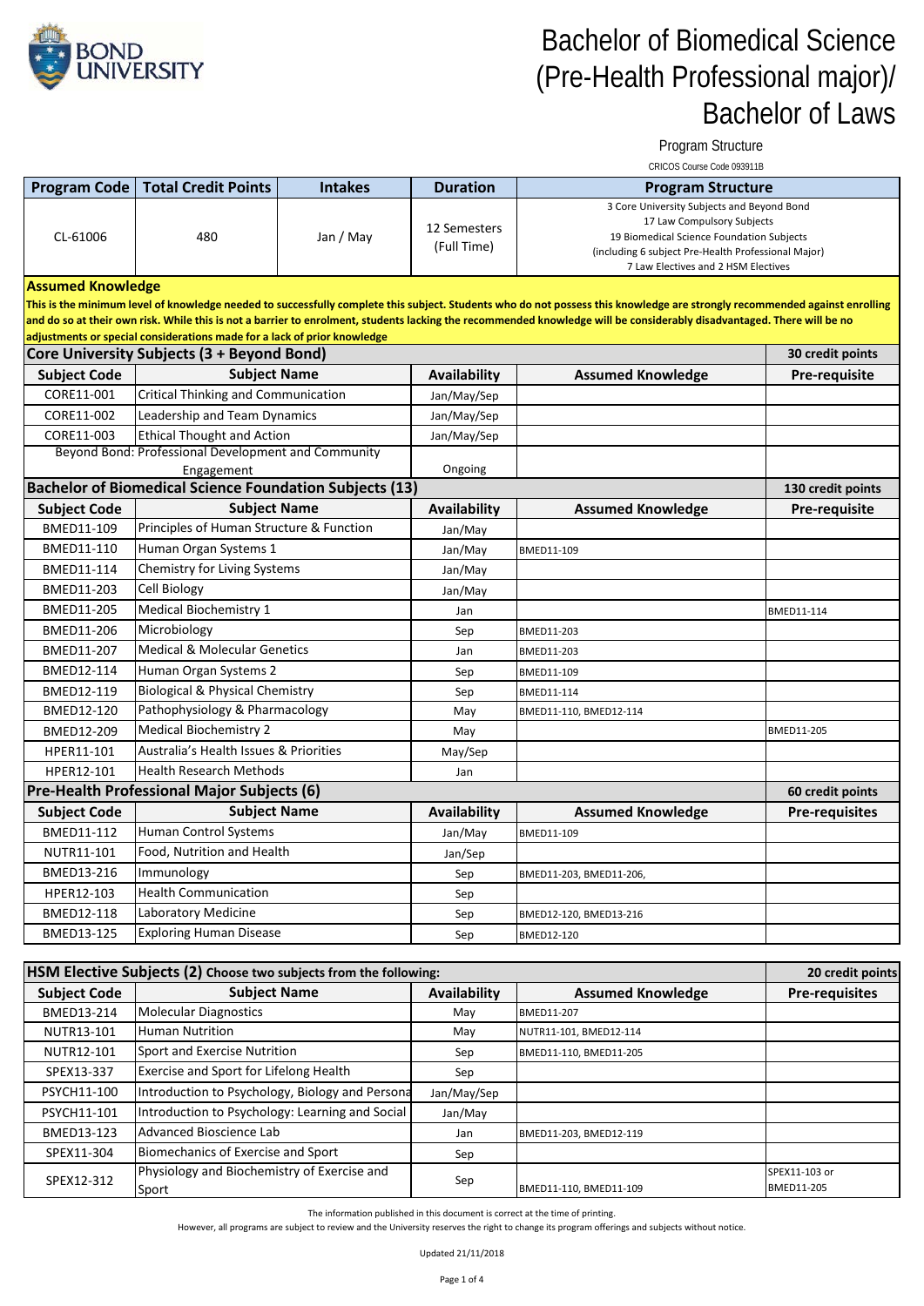# Bachelor of Biomedical Science (Pre-Health Professional major)/ Bachelor of Laws

Program Structure

CRICOS Course Code 093911B

| Program Code | Total Credit Points | Intakes | Duration | Program Structure |
|---|---|---|---|---|
| CL-61006 | 480 | Jan / May | 12 Semesters (Full Time) | 3 Core University Subjects and Beyond Bond<br>17 Law Compulsory Subjects<br>19 Biomedical Science Foundation Subjects<br>(including 6 subject Pre-Health Professional Major)<br>7 Law Electives and 2 HSM Electives |

**Assumed Knowledge**

**This is the minimum level of knowledge needed to successfully complete this subject. Students who do not possess this knowledge are strongly recommended against enrolling and do so at their own risk. While this is not a barrier to enrolment, students lacking the recommended knowledge will be considerably disadvantaged. There will be no adjustments or special considerations made for a lack of prior knowledge**

## Core University Subjects (3 + Beyond Bond) — 30 credit points

| Subject Code | Subject Name | Availability | Assumed Knowledge | Pre-requisite |
|---|---|---|---|---|
| CORE11-001 | Critical Thinking and Communication | Jan/May/Sep | | |
| CORE11-002 | Leadership and Team Dynamics | Jan/May/Sep | | |
| CORE11-003 | Ethical Thought and Action | Jan/May/Sep | | |
| | Beyond Bond: Professional Development and Community Engagement | Ongoing | | |

## Bachelor of Biomedical Science Foundation Subjects (13) — 130 credit points

| Subject Code | Subject Name | Availability | Assumed Knowledge | Pre-requisite |
|---|---|---|---|---|
| BMED11-109 | Principles of Human Structure & Function | Jan/May | | |
| BMED11-110 | Human Organ Systems 1 | Jan/May | BMED11-109 | |
| BMED11-114 | Chemistry for Living Systems | Jan/May | | |
| BMED11-203 | Cell Biology | Jan/May | | |
| BMED11-205 | Medical Biochemistry 1 | Jan | | BMED11-114 |
| BMED11-206 | Microbiology | Sep | BMED11-203 | |
| BMED11-207 | Medical & Molecular Genetics | Jan | BMED11-203 | |
| BMED12-114 | Human Organ Systems 2 | Sep | BMED11-109 | |
| BMED12-119 | Biological & Physical Chemistry | Sep | BMED11-114 | |
| BMED12-120 | Pathophysiology & Pharmacology | May | BMED11-110, BMED12-114 | |
| BMED12-209 | Medical Biochemistry 2 | May | | BMED11-205 |
| HPER11-101 | Australia's Health Issues & Priorities | May/Sep | | |
| HPER12-101 | Health Research Methods | Jan | | |

## Pre-Health Professional Major Subjects (6) — 60 credit points

| Subject Code | Subject Name | Availability | Assumed Knowledge | Pre-requisites |
|---|---|---|---|---|
| BMED11-112 | Human Control Systems | Jan/May | BMED11-109 | |
| NUTR11-101 | Food, Nutrition and Health | Jan/Sep | | |
| BMED13-216 | Immunology | Sep | BMED11-203, BMED11-206, | |
| HPER12-103 | Health Communication | Sep | | |
| BMED12-118 | Laboratory Medicine | Sep | BMED12-120, BMED13-216 | |
| BMED13-125 | Exploring Human Disease | Sep | BMED12-120 | |

## HSM Elective Subjects (2) Choose two subjects from the following: — 20 credit points

| Subject Code | Subject Name | Availability | Assumed Knowledge | Pre-requisites |
|---|---|---|---|---|
| BMED13-214 | Molecular Diagnostics | May | BMED11-207 | |
| NUTR13-101 | Human Nutrition | May | NUTR11-101, BMED12-114 | |
| NUTR12-101 | Sport and Exercise Nutrition | Sep | BMED11-110, BMED11-205 | |
| SPEX13-337 | Exercise and Sport for Lifelong Health | Sep | | |
| PSYCH11-100 | Introduction to Psychology, Biology and Persona | Jan/May/Sep | | |
| PSYCH11-101 | Introduction to Psychology: Learning and Social | Jan/May | | |
| BMED13-123 | Advanced Bioscience Lab | Jan | BMED11-203, BMED12-119 | |
| SPEX11-304 | Biomechanics of Exercise and Sport | Sep | | |
| SPEX12-312 | Physiology and Biochemistry of Exercise and Sport | Sep | BMED11-110, BMED11-109 | SPEX11-103 or BMED11-205 |

The information published in this document is correct at the time of printing.
However, all programs are subject to review and the University reserves the right to change its program offerings and subjects without notice.

Updated 21/11/2018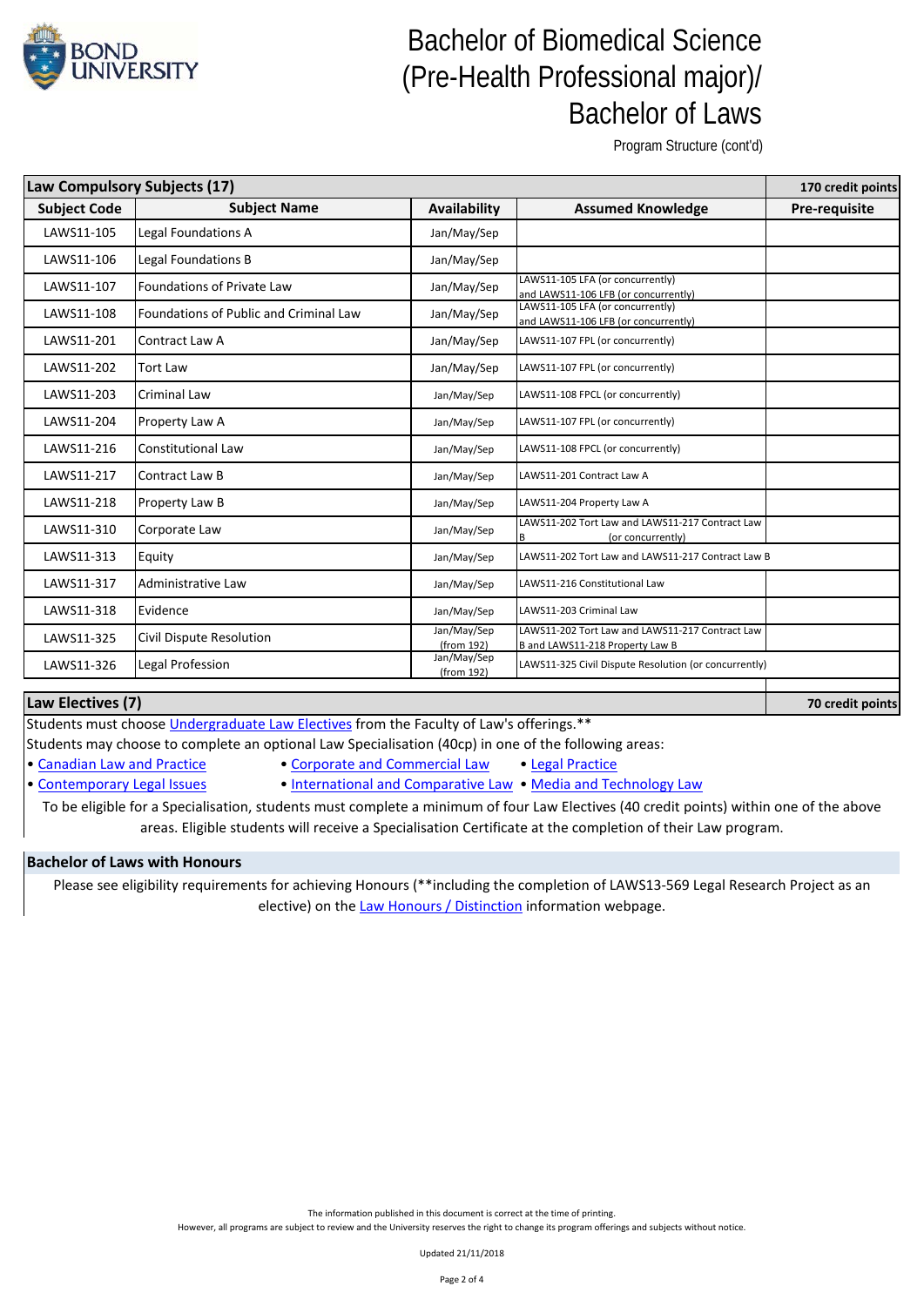# Bachelor of Biomedical Science (Pre-Health Professional major)/ Bachelor of Laws

Program Structure (cont'd)

| Law Compulsory Subjects (17) | | | | 170 credit points |
|---|---|---|---|---|
| **Subject Code** | **Subject Name** | **Availability** | **Assumed Knowledge** | **Pre-requisite** |
| LAWS11-105 | Legal Foundations A | Jan/May/Sep | | |
| LAWS11-106 | Legal Foundations B | Jan/May/Sep | | |
| LAWS11-107 | Foundations of Private Law | Jan/May/Sep | LAWS11-105 LFA (or concurrently) and LAWS11-106 LFB (or concurrently) | |
| LAWS11-108 | Foundations of Public and Criminal Law | Jan/May/Sep | LAWS11-105 LFA (or concurrently) and LAWS11-106 LFB (or concurrently) | |
| LAWS11-201 | Contract Law A | Jan/May/Sep | LAWS11-107 FPL (or concurrently) | |
| LAWS11-202 | Tort Law | Jan/May/Sep | LAWS11-107 FPL (or concurrently) | |
| LAWS11-203 | Criminal Law | Jan/May/Sep | LAWS11-108 FPCL (or concurrently) | |
| LAWS11-204 | Property Law A | Jan/May/Sep | LAWS11-107 FPL (or concurrently) | |
| LAWS11-216 | Constitutional Law | Jan/May/Sep | LAWS11-108 FPCL (or concurrently) | |
| LAWS11-217 | Contract Law B | Jan/May/Sep | LAWS11-201 Contract Law A | |
| LAWS11-218 | Property Law B | Jan/May/Sep | LAWS11-204 Property Law A | |
| LAWS11-310 | Corporate Law | Jan/May/Sep | LAWS11-202 Tort Law and LAWS11-217 Contract Law B (or concurrently) | |
| LAWS11-313 | Equity | Jan/May/Sep | LAWS11-202 Tort Law and LAWS11-217 Contract Law B | |
| LAWS11-317 | Administrative Law | Jan/May/Sep | LAWS11-216 Constitutional Law | |
| LAWS11-318 | Evidence | Jan/May/Sep | LAWS11-203 Criminal Law | |
| LAWS11-325 | Civil Dispute Resolution | Jan/May/Sep (from 192) | LAWS11-202 Tort Law and LAWS11-217 Contract Law B and LAWS11-218 Property Law B | |
| LAWS11-326 | Legal Profession | Jan/May/Sep (from 192) | LAWS11-325 Civil Dispute Resolution (or concurrently) | |

## Law Electives (7) — 70 credit points

Students must choose Undergraduate Law Electives from the Faculty of Law's offerings.**

Students may choose to complete an optional Law Specialisation (40cp) in one of the following areas:

- Canadian Law and Practice
- Corporate and Commercial Law
- Legal Practice
- Contemporary Legal Issues
- International and Comparative Law
- Media and Technology Law

To be eligible for a Specialisation, students must complete a minimum of four Law Electives (40 credit points) within one of the above areas. Eligible students will receive a Specialisation Certificate at the completion of their Law program.

## Bachelor of Laws with Honours

Please see eligibility requirements for achieving Honours (**including the completion of LAWS13-569 Legal Research Project as an elective) on the Law Honours / Distinction information webpage.

The information published in this document is correct at the time of printing.
However, all programs are subject to review and the University reserves the right to change its program offerings and subjects without notice.

Updated 21/11/2018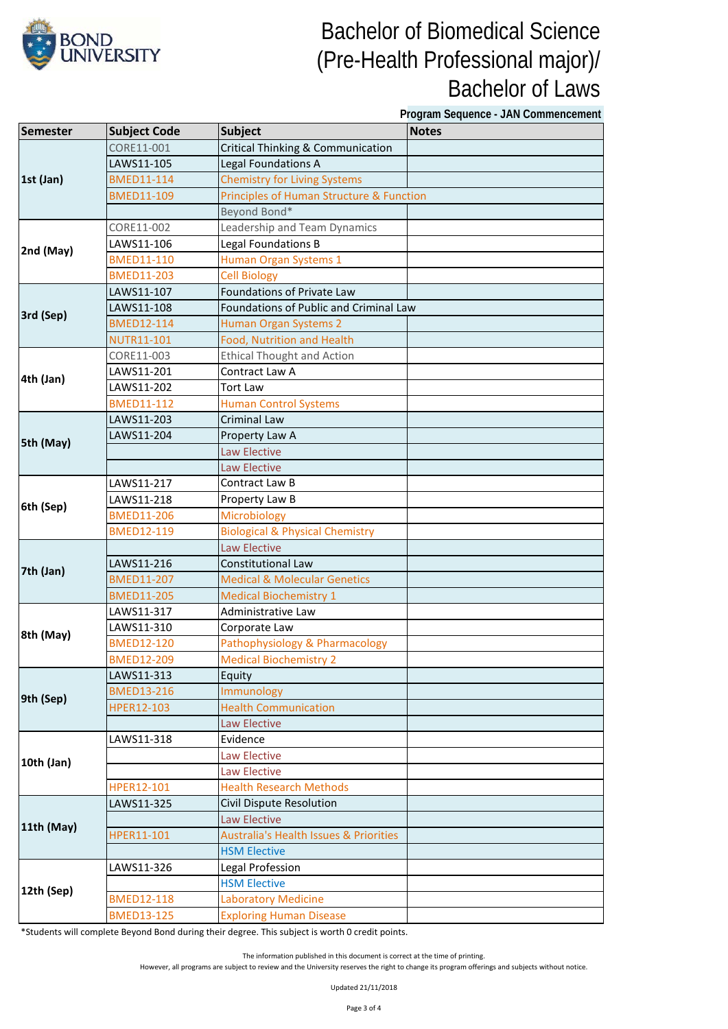# Bachelor of Biomedical Science (Pre-Health Professional major)/ Bachelor of Laws

**Program Sequence - JAN Commencement**

| Semester | Subject Code | Subject | Notes |
|---|---|---|---|
| 1st (Jan) | CORE11-001 | Critical Thinking & Communication | |
| | LAWS11-105 | Legal Foundations A | |
| | BMED11-114 | Chemistry for Living Systems | |
| | BMED11-109 | Principles of Human Structure & Function | |
| | | Beyond Bond* | |
| 2nd (May) | CORE11-002 | Leadership and Team Dynamics | |
| | LAWS11-106 | Legal Foundations B | |
| | BMED11-110 | Human Organ Systems 1 | |
| | BMED11-203 | Cell Biology | |
| 3rd (Sep) | LAWS11-107 | Foundations of Private Law | |
| | LAWS11-108 | Foundations of Public and Criminal Law | |
| | BMED12-114 | Human Organ Systems 2 | |
| | NUTR11-101 | Food, Nutrition and Health | |
| 4th (Jan) | CORE11-003 | Ethical Thought and Action | |
| | LAWS11-201 | Contract Law A | |
| | LAWS11-202 | Tort Law | |
| | BMED11-112 | Human Control Systems | |
| 5th (May) | LAWS11-203 | Criminal Law | |
| | LAWS11-204 | Property Law A | |
| | | Law Elective | |
| | | Law Elective | |
| 6th (Sep) | LAWS11-217 | Contract Law B | |
| | LAWS11-218 | Property Law B | |
| | BMED11-206 | Microbiology | |
| | BMED12-119 | Biological & Physical Chemistry | |
| 7th (Jan) | | Law Elective | |
| | LAWS11-216 | Constitutional Law | |
| | BMED11-207 | Medical & Molecular Genetics | |
| | BMED11-205 | Medical Biochemistry 1 | |
| 8th (May) | LAWS11-317 | Administrative Law | |
| | LAWS11-310 | Corporate Law | |
| | BMED12-120 | Pathophysiology & Pharmacology | |
| | BMED12-209 | Medical Biochemistry 2 | |
| 9th (Sep) | LAWS11-313 | Equity | |
| | BMED13-216 | Immunology | |
| | HPER12-103 | Health Communication | |
| | | Law Elective | |
| 10th (Jan) | LAWS11-318 | Evidence | |
| | | Law Elective | |
| | | Law Elective | |
| | HPER12-101 | Health Research Methods | |
| 11th (May) | LAWS11-325 | Civil Dispute Resolution | |
| | | Law Elective | |
| | HPER11-101 | Australia's Health Issues & Priorities | |
| | | HSM Elective | |
| 12th (Sep) | LAWS11-326 | Legal Profession | |
| | | HSM Elective | |
| | BMED12-118 | Laboratory Medicine | |
| | BMED13-125 | Exploring Human Disease | |

*Students will complete Beyond Bond during their degree. This subject is worth 0 credit points.

The information published in this document is correct at the time of printing.
However, all programs are subject to review and the University reserves the right to change its program offerings and subjects without notice.

Updated 21/11/2018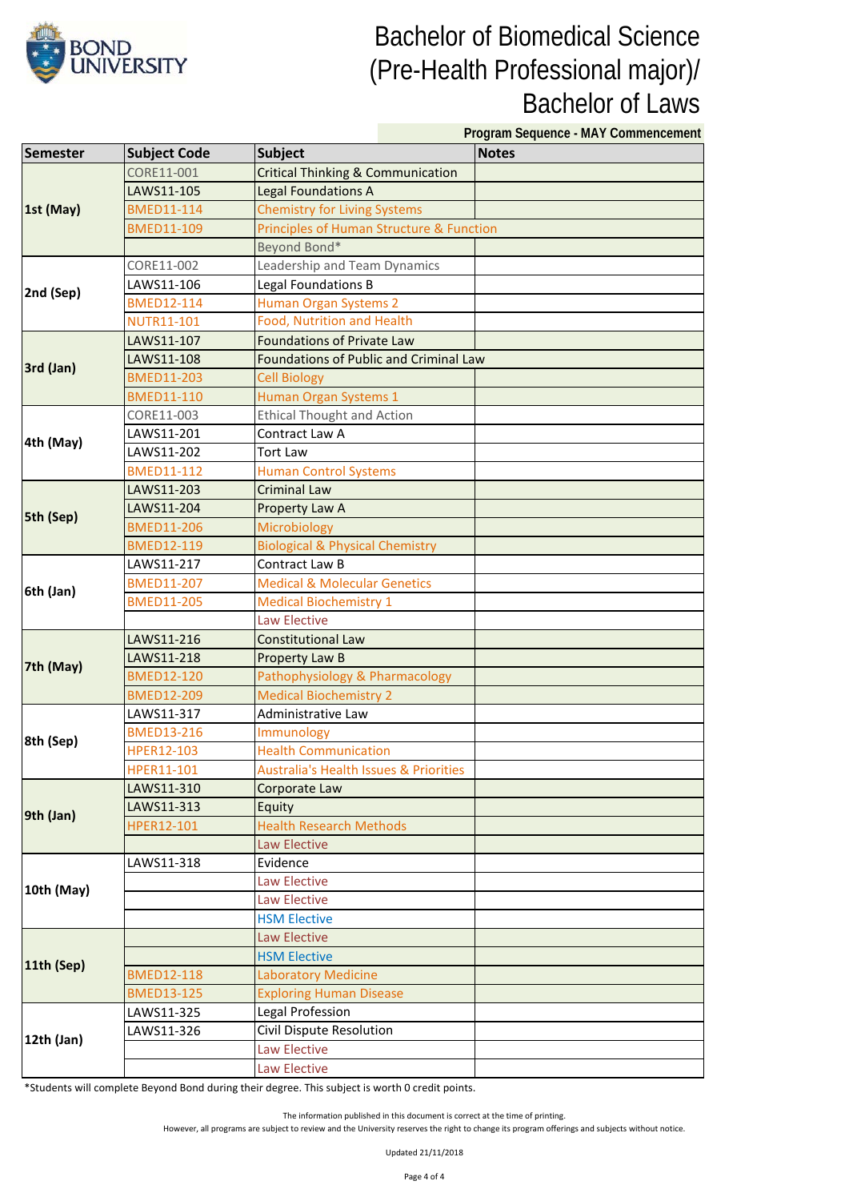# Bachelor of Biomedical Science (Pre-Health Professional major)/ Bachelor of Laws

**Program Sequence - MAY Commencement**

| Semester | Subject Code | Subject | Notes |
|---|---|---|---|
| 1st (May) | CORE11-001 | Critical Thinking & Communication | |
| | LAWS11-105 | Legal Foundations A | |
| | BMED11-114 | Chemistry for Living Systems | |
| | BMED11-109 | Principles of Human Structure & Function | |
| | | Beyond Bond* | |
| 2nd (Sep) | CORE11-002 | Leadership and Team Dynamics | |
| | LAWS11-106 | Legal Foundations B | |
| | BMED12-114 | Human Organ Systems 2 | |
| | NUTR11-101 | Food, Nutrition and Health | |
| 3rd (Jan) | LAWS11-107 | Foundations of Private Law | |
| | LAWS11-108 | Foundations of Public and Criminal Law | |
| | BMED11-203 | Cell Biology | |
| | BMED11-110 | Human Organ Systems 1 | |
| 4th (May) | CORE11-003 | Ethical Thought and Action | |
| | LAWS11-201 | Contract Law A | |
| | LAWS11-202 | Tort Law | |
| | BMED11-112 | Human Control Systems | |
| 5th (Sep) | LAWS11-203 | Criminal Law | |
| | LAWS11-204 | Property Law A | |
| | BMED11-206 | Microbiology | |
| | BMED12-119 | Biological & Physical Chemistry | |
| 6th (Jan) | LAWS11-217 | Contract Law B | |
| | BMED11-207 | Medical & Molecular Genetics | |
| | BMED11-205 | Medical Biochemistry 1 | |
| | | Law Elective | |
| 7th (May) | LAWS11-216 | Constitutional Law | |
| | LAWS11-218 | Property Law B | |
| | BMED12-120 | Pathophysiology & Pharmacology | |
| | BMED12-209 | Medical Biochemistry 2 | |
| 8th (Sep) | LAWS11-317 | Administrative Law | |
| | BMED13-216 | Immunology | |
| | HPER12-103 | Health Communication | |
| | HPER11-101 | Australia's Health Issues & Priorities | |
| 9th (Jan) | LAWS11-310 | Corporate Law | |
| | LAWS11-313 | Equity | |
| | HPER12-101 | Health Research Methods | |
| | | Law Elective | |
| 10th (May) | LAWS11-318 | Evidence | |
| | | Law Elective | |
| | | Law Elective | |
| | | HSM Elective | |
| 11th (Sep) | | Law Elective | |
| | | HSM Elective | |
| | BMED12-118 | Laboratory Medicine | |
| | BMED13-125 | Exploring Human Disease | |
| 12th (Jan) | LAWS11-325 | Legal Profession | |
| | LAWS11-326 | Civil Dispute Resolution | |
| | | Law Elective | |
| | | Law Elective | |

*Students will complete Beyond Bond during their degree. This subject is worth 0 credit points.

The information published in this document is correct at the time of printing.
However, all programs are subject to review and the University reserves the right to change its program offerings and subjects without notice.

Updated 21/11/2018